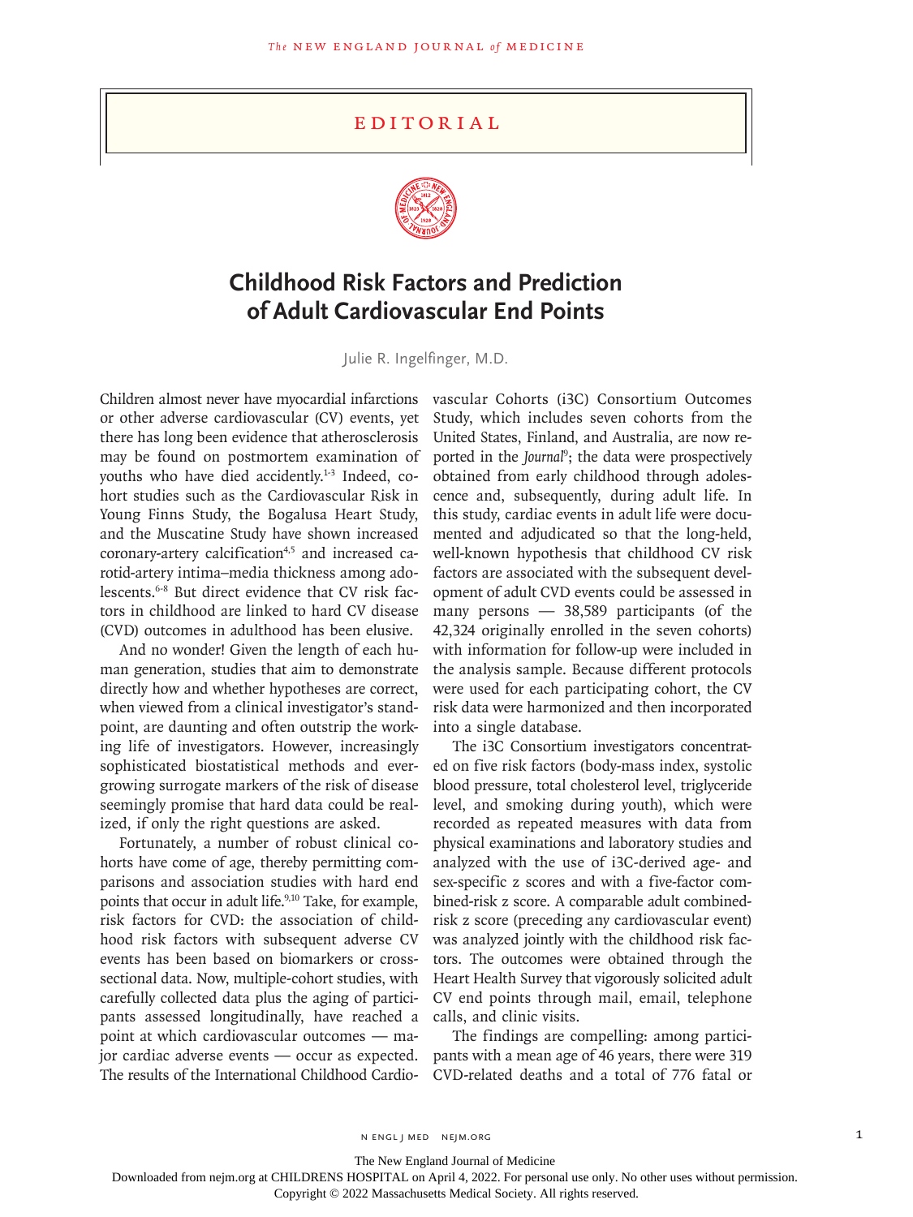# EDITORIAL

# Childhood Risk Factors and Prediction of Adult Cardiovascular End Points

Julie R. Ingelfinger, M.D.

Children almost never have myocardial infarctions or other adverse cardiovascular (CV) events, yet there has long been evidence that atherosclerosis may be found on postmortem examination of youths who have died accidently.[1-3] Indeed, cohort studies such as the Cardiovascular Risk in Young Finns Study, the Bogalusa Heart Study, and the Muscatine Study have shown increased coronary-artery calcification[4,5] and increased carotid-artery intima–media thickness among adolescents.[6-8] But direct evidence that CV risk factors in childhood are linked to hard CV disease (CVD) outcomes in adulthood has been elusive.

And no wonder! Given the length of each human generation, studies that aim to demonstrate directly how and whether hypotheses are correct, when viewed from a clinical investigator's standpoint, are daunting and often outstrip the working life of investigators. However, increasingly sophisticated biostatistical methods and ever-growing surrogate markers of the risk of disease seemingly promise that hard data could be realized, if only the right questions are asked.

Fortunately, a number of robust clinical cohorts have come of age, thereby permitting comparisons and association studies with hard end points that occur in adult life.[9,10] Take, for example, risk factors for CVD: the association of childhood risk factors with subsequent adverse CV events has been based on biomarkers or cross-sectional data. Now, multiple-cohort studies, with carefully collected data plus the aging of participants assessed longitudinally, have reached a point at which cardiovascular outcomes — major cardiac adverse events — occur as expected. The results of the International Childhood Cardiovascular Cohorts (i3C) Consortium Outcomes Study, which includes seven cohorts from the United States, Finland, and Australia, are now reported in the *Journal*[9]; the data were prospectively obtained from early childhood through adolescence and, subsequently, during adult life. In this study, cardiac events in adult life were documented and adjudicated so that the long-held, well-known hypothesis that childhood CV risk factors are associated with the subsequent development of adult CVD events could be assessed in many persons — 38,589 participants (of the 42,324 originally enrolled in the seven cohorts) with information for follow-up were included in the analysis sample. Because different protocols were used for each participating cohort, the CV risk data were harmonized and then incorporated into a single database.

The i3C Consortium investigators concentrated on five risk factors (body-mass index, systolic blood pressure, total cholesterol level, triglyceride level, and smoking during youth), which were recorded as repeated measures with data from physical examinations and laboratory studies and analyzed with the use of i3C-derived age- and sex-specific z scores and with a five-factor combined-risk z score. A comparable adult combined-risk z score (preceding any cardiovascular event) was analyzed jointly with the childhood risk factors. The outcomes were obtained through the Heart Health Survey that vigorously solicited adult CV end points through mail, email, telephone calls, and clinic visits.

The findings are compelling: among participants with a mean age of 46 years, there were 319 CVD-related deaths and a total of 776 fatal or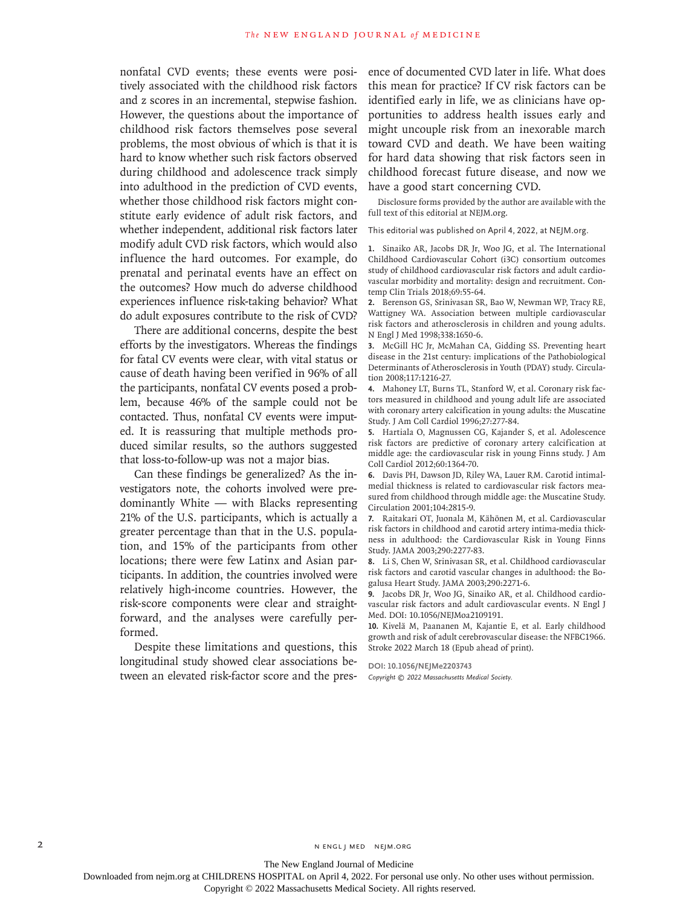nonfatal CVD events; these events were positively associated with the childhood risk factors and z scores in an incremental, stepwise fashion. However, the questions about the importance of childhood risk factors themselves pose several problems, the most obvious of which is that it is hard to know whether such risk factors observed during childhood and adolescence track simply into adulthood in the prediction of CVD events, whether those childhood risk factors might constitute early evidence of adult risk factors, and whether independent, additional risk factors later modify adult CVD risk factors, which would also influence the hard outcomes. For example, do prenatal and perinatal events have an effect on the outcomes? How much do adverse childhood experiences influence risk-taking behavior? What do adult exposures contribute to the risk of CVD?

There are additional concerns, despite the best efforts by the investigators. Whereas the findings for fatal CV events were clear, with vital status or cause of death having been verified in 96% of all the participants, nonfatal CV events posed a problem, because 46% of the sample could not be contacted. Thus, nonfatal CV events were imputed. It is reassuring that multiple methods produced similar results, so the authors suggested that loss-to-follow-up was not a major bias.

Can these findings be generalized? As the investigators note, the cohorts involved were predominantly White — with Blacks representing 21% of the U.S. participants, which is actually a greater percentage than that in the U.S. population, and 15% of the participants from other locations; there were few Latinx and Asian participants. In addition, the countries involved were relatively high-income countries. However, the risk-score components were clear and straightforward, and the analyses were carefully performed.

Despite these limitations and questions, this longitudinal study showed clear associations between an elevated risk-factor score and the presence of documented CVD later in life. What does this mean for practice? If CV risk factors can be identified early in life, we as clinicians have opportunities to address health issues early and might uncouple risk from an inexorable march toward CVD and death. We have been waiting for hard data showing that risk factors seen in childhood forecast future disease, and now we have a good start concerning CVD.

Disclosure forms provided by the author are available with the full text of this editorial at NEJM.org.

This editorial was published on April 4, 2022, at NEJM.org.

1. Sinaiko AR, Jacobs DR Jr, Woo JG, et al. The International Childhood Cardiovascular Cohort (i3C) consortium outcomes study of childhood cardiovascular risk factors and adult cardiovascular morbidity and mortality: design and recruitment. Contemp Clin Trials 2018;69:55-64.
2. Berenson GS, Srinivasan SR, Bao W, Newman WP, Tracy RE, Wattigney WA. Association between multiple cardiovascular risk factors and atherosclerosis in children and young adults. N Engl J Med 1998;338:1650-6.
3. McGill HC Jr, McMahan CA, Gidding SS. Preventing heart disease in the 21st century: implications of the Pathobiological Determinants of Atherosclerosis in Youth (PDAY) study. Circulation 2008;117:1216-27.
4. Mahoney LT, Burns TL, Stanford W, et al. Coronary risk factors measured in childhood and young adult life are associated with coronary artery calcification in young adults: the Muscatine Study. J Am Coll Cardiol 1996;27:277-84.
5. Hartiala O, Magnussen CG, Kajander S, et al. Adolescence risk factors are predictive of coronary artery calcification at middle age: the cardiovascular risk in young Finns study. J Am Coll Cardiol 2012;60:1364-70.
6. Davis PH, Dawson JD, Riley WA, Lauer RM. Carotid intimal-medial thickness is related to cardiovascular risk factors measured from childhood through middle age: the Muscatine Study. Circulation 2001;104:2815-9.
7. Raitakari OT, Juonala M, Kähönen M, et al. Cardiovascular risk factors in childhood and carotid artery intima-media thickness in adulthood: the Cardiovascular Risk in Young Finns Study. JAMA 2003;290:2277-83.
8. Li S, Chen W, Srinivasan SR, et al. Childhood cardiovascular risk factors and carotid vascular changes in adulthood: the Bogalusa Heart Study. JAMA 2003;290:2271-6.
9. Jacobs DR Jr, Woo JG, Sinaiko AR, et al. Childhood cardiovascular risk factors and adult cardiovascular events. N Engl J Med. DOI: 10.1056/NEJMoa2109191.
10. Kivelä M, Paananen M, Kajantie E, et al. Early childhood growth and risk of adult cerebrovascular disease: the NFBC1966. Stroke 2022 March 18 (Epub ahead of print).

DOI: 10.1056/NEJMe2203743

*Copyright © 2022 Massachusetts Medical Society.*